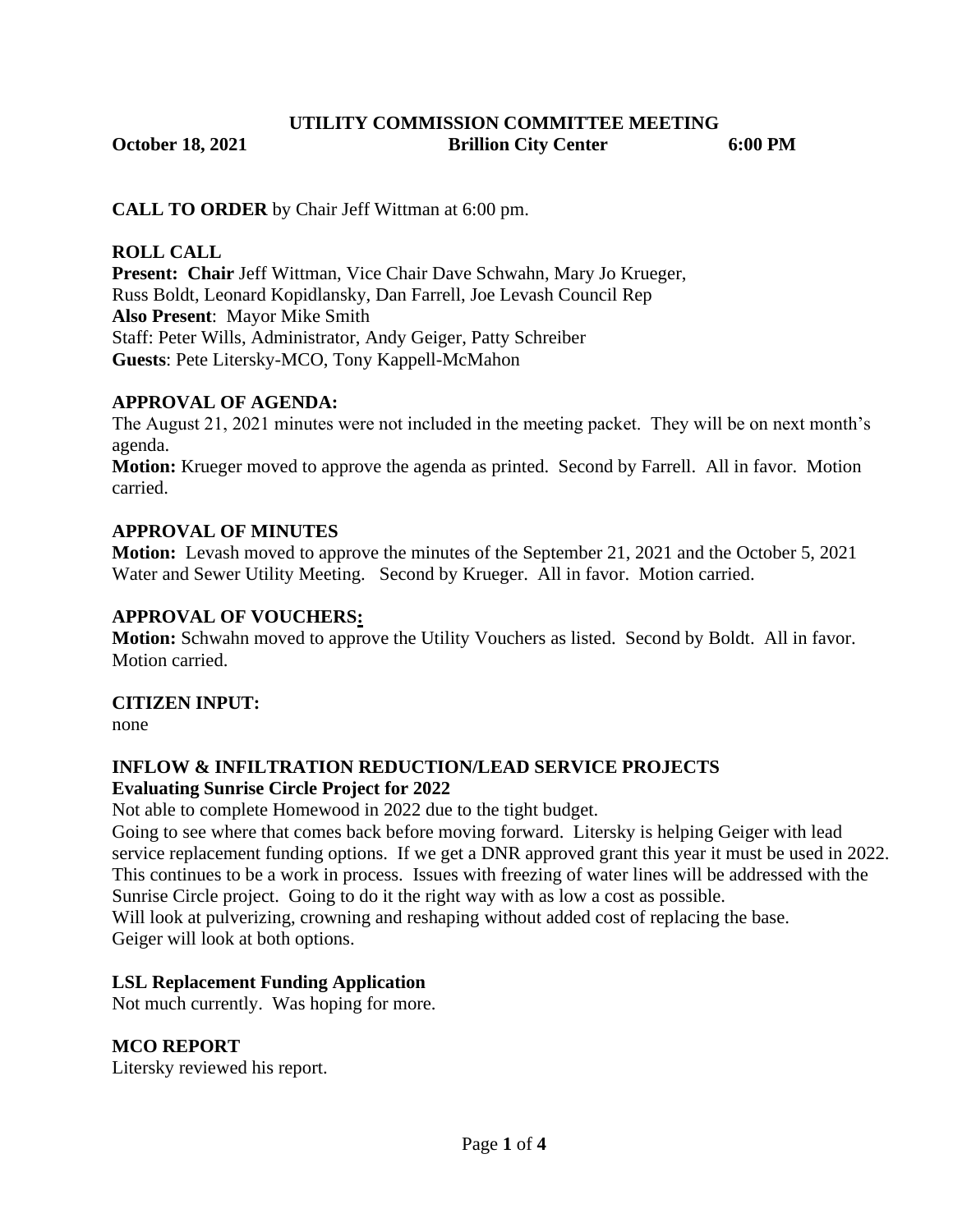# UTILITY COMMISSION COMMITTEE MEETING

**October 18, 2021** **Brillion City Center** **6:00 PM**

**CALL TO ORDER** by Chair Jeff Wittman at 6:00 pm.

## ROLL CALL

**Present: Chair** Jeff Wittman, Vice Chair Dave Schwahn, Mary Jo Krueger, Russ Boldt, Leonard Kopidlansky, Dan Farrell, Joe Levash Council Rep
**Also Present**: Mayor Mike Smith
Staff: Peter Wills, Administrator, Andy Geiger, Patty Schreiber
**Guests**: Pete Litersky-MCO, Tony Kappell-McMahon

## APPROVAL OF AGENDA:

The August 21, 2021 minutes were not included in the meeting packet. They will be on next month's agenda.
**Motion:** Krueger moved to approve the agenda as printed. Second by Farrell. All in favor. Motion carried.

## APPROVAL OF MINUTES

**Motion:** Levash moved to approve the minutes of the September 21, 2021 and the October 5, 2021 Water and Sewer Utility Meeting. Second by Krueger. All in favor. Motion carried.

## APPROVAL OF VOUCHERS:

**Motion:** Schwahn moved to approve the Utility Vouchers as listed. Second by Boldt. All in favor. Motion carried.

## CITIZEN INPUT:

none

## INFLOW & INFILTRATION REDUCTION/LEAD SERVICE PROJECTS

### Evaluating Sunrise Circle Project for 2022

Not able to complete Homewood in 2022 due to the tight budget.
Going to see where that comes back before moving forward. Litersky is helping Geiger with lead service replacement funding options. If we get a DNR approved grant this year it must be used in 2022. This continues to be a work in process. Issues with freezing of water lines will be addressed with the Sunrise Circle project. Going to do it the right way with as low a cost as possible.
Will look at pulverizing, crowning and reshaping without added cost of replacing the base.
Geiger will look at both options.

### LSL Replacement Funding Application

Not much currently. Was hoping for more.

## MCO REPORT

Litersky reviewed his report.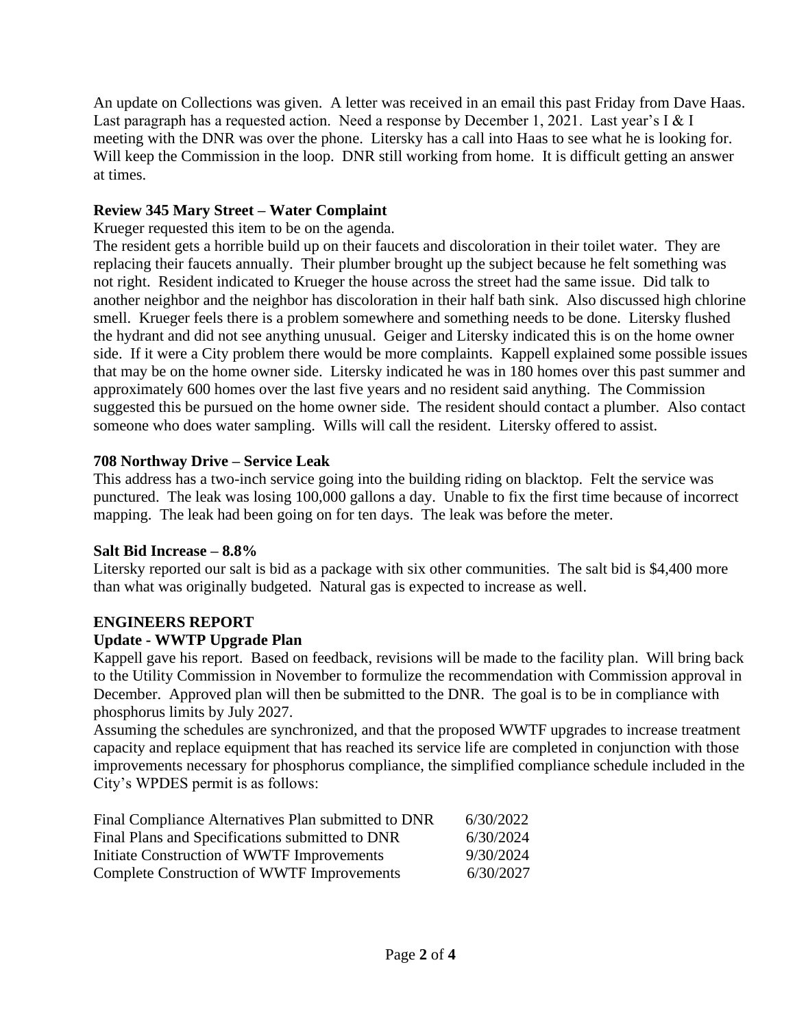An update on Collections was given. A letter was received in an email this past Friday from Dave Haas. Last paragraph has a requested action. Need a response by December 1, 2021. Last year's I & I meeting with the DNR was over the phone. Litersky has a call into Haas to see what he is looking for. Will keep the Commission in the loop. DNR still working from home. It is difficult getting an answer at times.

**Review 345 Mary Street – Water Complaint**

Krueger requested this item to be on the agenda.

The resident gets a horrible build up on their faucets and discoloration in their toilet water. They are replacing their faucets annually. Their plumber brought up the subject because he felt something was not right. Resident indicated to Krueger the house across the street had the same issue. Did talk to another neighbor and the neighbor has discoloration in their half bath sink. Also discussed high chlorine smell. Krueger feels there is a problem somewhere and something needs to be done. Litersky flushed the hydrant and did not see anything unusual. Geiger and Litersky indicated this is on the home owner side. If it were a City problem there would be more complaints. Kappell explained some possible issues that may be on the home owner side. Litersky indicated he was in 180 homes over this past summer and approximately 600 homes over the last five years and no resident said anything. The Commission suggested this be pursued on the home owner side. The resident should contact a plumber. Also contact someone who does water sampling. Wills will call the resident. Litersky offered to assist.

**708 Northway Drive – Service Leak**

This address has a two-inch service going into the building riding on blacktop. Felt the service was punctured. The leak was losing 100,000 gallons a day. Unable to fix the first time because of incorrect mapping. The leak had been going on for ten days. The leak was before the meter.

**Salt Bid Increase – 8.8%**

Litersky reported our salt is bid as a package with six other communities. The salt bid is $4,400 more than what was originally budgeted. Natural gas is expected to increase as well.

**ENGINEERS REPORT**

**Update - WWTP Upgrade Plan**

Kappell gave his report. Based on feedback, revisions will be made to the facility plan. Will bring back to the Utility Commission in November to formulize the recommendation with Commission approval in December. Approved plan will then be submitted to the DNR. The goal is to be in compliance with phosphorus limits by July 2027.

Assuming the schedules are synchronized, and that the proposed WWTF upgrades to increase treatment capacity and replace equipment that has reached its service life are completed in conjunction with those improvements necessary for phosphorus compliance, the simplified compliance schedule included in the City's WPDES permit is as follows:

| | |
|---|---|
| Final Compliance Alternatives Plan submitted to DNR | 6/30/2022 |
| Final Plans and Specifications submitted to DNR | 6/30/2024 |
| Initiate Construction of WWTF Improvements | 9/30/2024 |
| Complete Construction of WWTF Improvements | 6/30/2027 |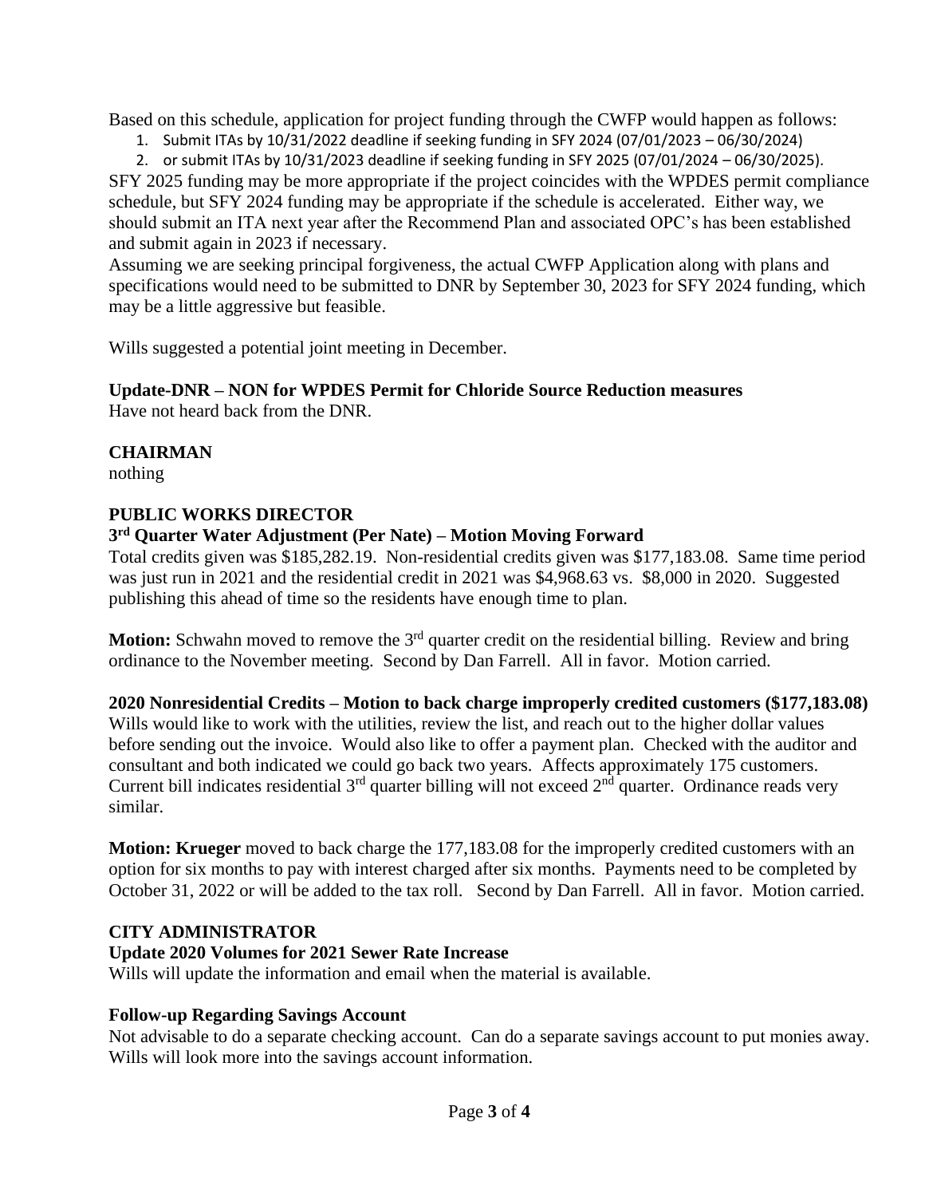Based on this schedule, application for project funding through the CWFP would happen as follows:

1. Submit ITAs by 10/31/2022 deadline if seeking funding in SFY 2024 (07/01/2023 – 06/30/2024)
2. or submit ITAs by 10/31/2023 deadline if seeking funding in SFY 2025 (07/01/2024 – 06/30/2025).

SFY 2025 funding may be more appropriate if the project coincides with the WPDES permit compliance schedule, but SFY 2024 funding may be appropriate if the schedule is accelerated. Either way, we should submit an ITA next year after the Recommend Plan and associated OPC's has been established and submit again in 2023 if necessary.

Assuming we are seeking principal forgiveness, the actual CWFP Application along with plans and specifications would need to be submitted to DNR by September 30, 2023 for SFY 2024 funding, which may be a little aggressive but feasible.

Wills suggested a potential joint meeting in December.

**Update-DNR – NON for WPDES Permit for Chloride Source Reduction measures**
Have not heard back from the DNR.

**CHAIRMAN**
nothing

**PUBLIC WORKS DIRECTOR**

**3rd Quarter Water Adjustment (Per Nate) – Motion Moving Forward**
Total credits given was $185,282.19. Non-residential credits given was $177,183.08. Same time period was just run in 2021 and the residential credit in 2021 was $4,968.63 vs. $8,000 in 2020. Suggested publishing this ahead of time so the residents have enough time to plan.

**Motion:** Schwahn moved to remove the 3rd quarter credit on the residential billing. Review and bring ordinance to the November meeting. Second by Dan Farrell. All in favor. Motion carried.

**2020 Nonresidential Credits – Motion to back charge improperly credited customers ($177,183.08)**
Wills would like to work with the utilities, review the list, and reach out to the higher dollar values before sending out the invoice. Would also like to offer a payment plan. Checked with the auditor and consultant and both indicated we could go back two years. Affects approximately 175 customers. Current bill indicates residential 3rd quarter billing will not exceed 2nd quarter. Ordinance reads very similar.

**Motion: Krueger** moved to back charge the 177,183.08 for the improperly credited customers with an option for six months to pay with interest charged after six months. Payments need to be completed by October 31, 2022 or will be added to the tax roll. Second by Dan Farrell. All in favor. Motion carried.

**CITY ADMINISTRATOR**

**Update 2020 Volumes for 2021 Sewer Rate Increase**
Wills will update the information and email when the material is available.

**Follow-up Regarding Savings Account**
Not advisable to do a separate checking account. Can do a separate savings account to put monies away. Wills will look more into the savings account information.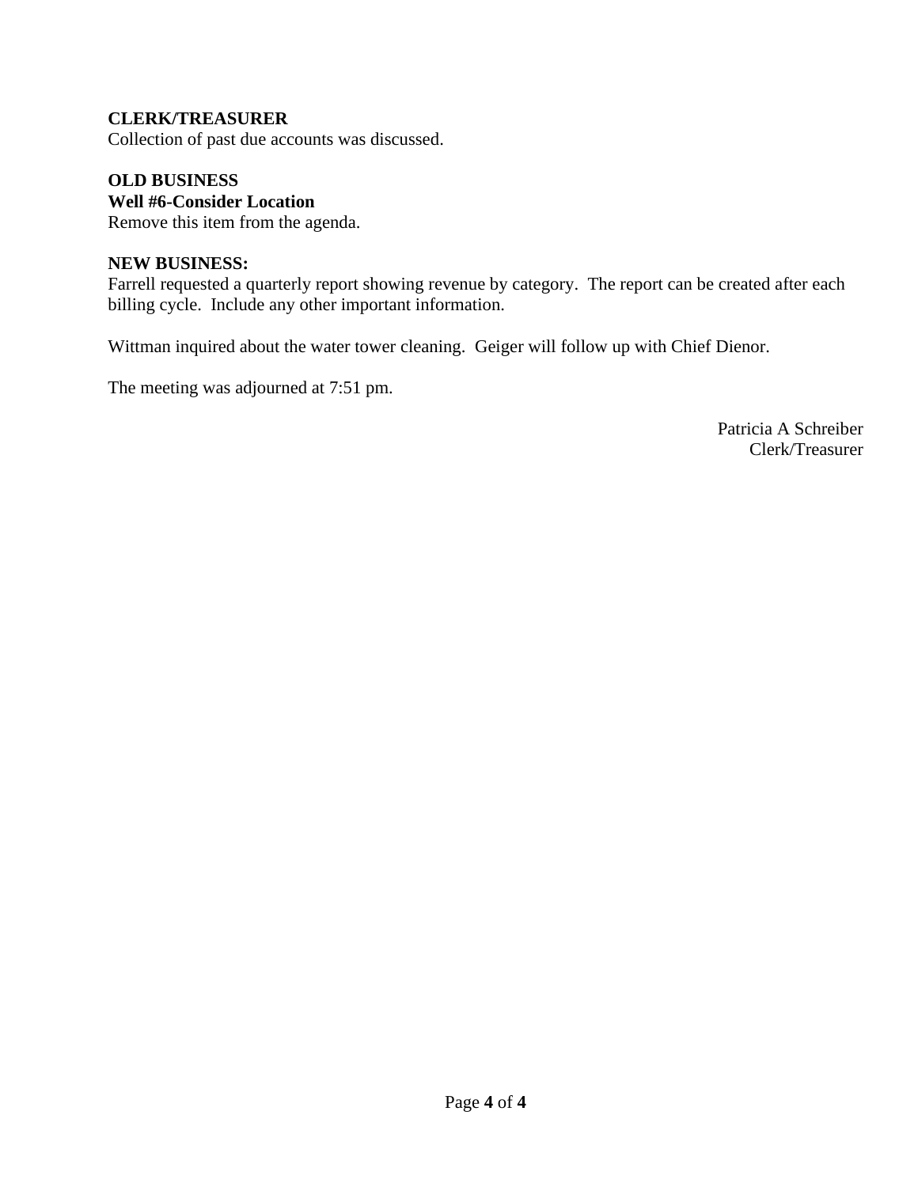**CLERK/TREASURER**
Collection of past due accounts was discussed.

**OLD BUSINESS**
**Well #6-Consider Location**
Remove this item from the agenda.

**NEW BUSINESS:**
Farrell requested a quarterly report showing revenue by category. The report can be created after each billing cycle. Include any other important information.

Wittman inquired about the water tower cleaning. Geiger will follow up with Chief Dienor.

The meeting was adjourned at 7:51 pm.

Patricia A Schreiber
Clerk/Treasurer